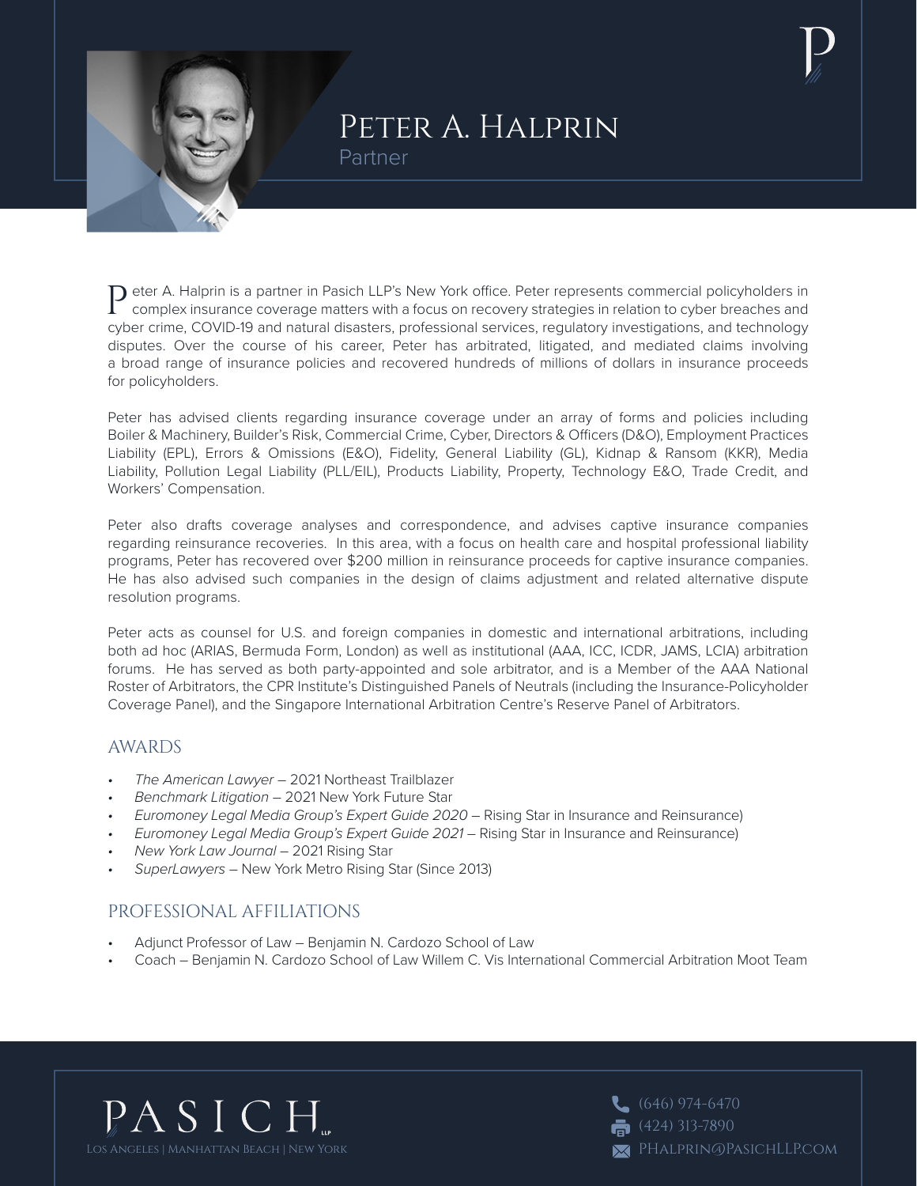# Peter A. Halprin

Partner

Peter A. Halprin is a partner in Pasich LLP's New York office. Peter represents commercial policyholders in complex insurance coverage matters with a focus on recovery strategies in relation to cyber breaches and cyber crime, COVID-19 and natural disasters, professional services, regulatory investigations, and technology disputes. Over the course of his career, Peter has arbitrated, litigated, and mediated claims involving a broad range of insurance policies and recovered hundreds of millions of dollars in insurance proceeds for policyholders.

Peter has advised clients regarding insurance coverage under an array of forms and policies including Boiler & Machinery, Builder's Risk, Commercial Crime, Cyber, Directors & Officers (D&O), Employment Practices Liability (EPL), Errors & Omissions (E&O), Fidelity, General Liability (GL), Kidnap & Ransom (KKR), Media Liability, Pollution Legal Liability (PLL/EIL), Products Liability, Property, Technology E&O, Trade Credit, and Workers' Compensation.

Peter also drafts coverage analyses and correspondence, and advises captive insurance companies regarding reinsurance recoveries. In this area, with a focus on health care and hospital professional liability programs, Peter has recovered over $200 million in reinsurance proceeds for captive insurance companies. He has also advised such companies in the design of claims adjustment and related alternative dispute resolution programs.

Peter acts as counsel for U.S. and foreign companies in domestic and international arbitrations, including both ad hoc (ARIAS, Bermuda Form, London) as well as institutional (AAA, ICC, ICDR, JAMS, LCIA) arbitration forums. He has served as both party-appointed and sole arbitrator, and is a Member of the AAA National Roster of Arbitrators, the CPR Institute's Distinguished Panels of Neutrals (including the Insurance-Policyholder Coverage Panel), and the Singapore International Arbitration Centre's Reserve Panel of Arbitrators.

## Awards

- *The American Lawyer* – 2021 Northeast Trailblazer
- *Benchmark Litigation* – 2021 New York Future Star
- *Euromoney Legal Media Group's Expert Guide 2020* – Rising Star in Insurance and Reinsurance)
- *Euromoney Legal Media Group's Expert Guide 2021* – Rising Star in Insurance and Reinsurance)
- *New York Law Journal* – 2021 Rising Star
- *SuperLawyers* – New York Metro Rising Star (Since 2013)

## Professional Affiliations

- Adjunct Professor of Law – Benjamin N. Cardozo School of Law
- Coach – Benjamin N. Cardozo School of Law Willem C. Vis International Commercial Arbitration Moot Team

PASICH LLP
Los Angeles | Manhattan Beach | New York

(646) 974-6470
(424) 313-7890
PHalprin@PasichLLP.com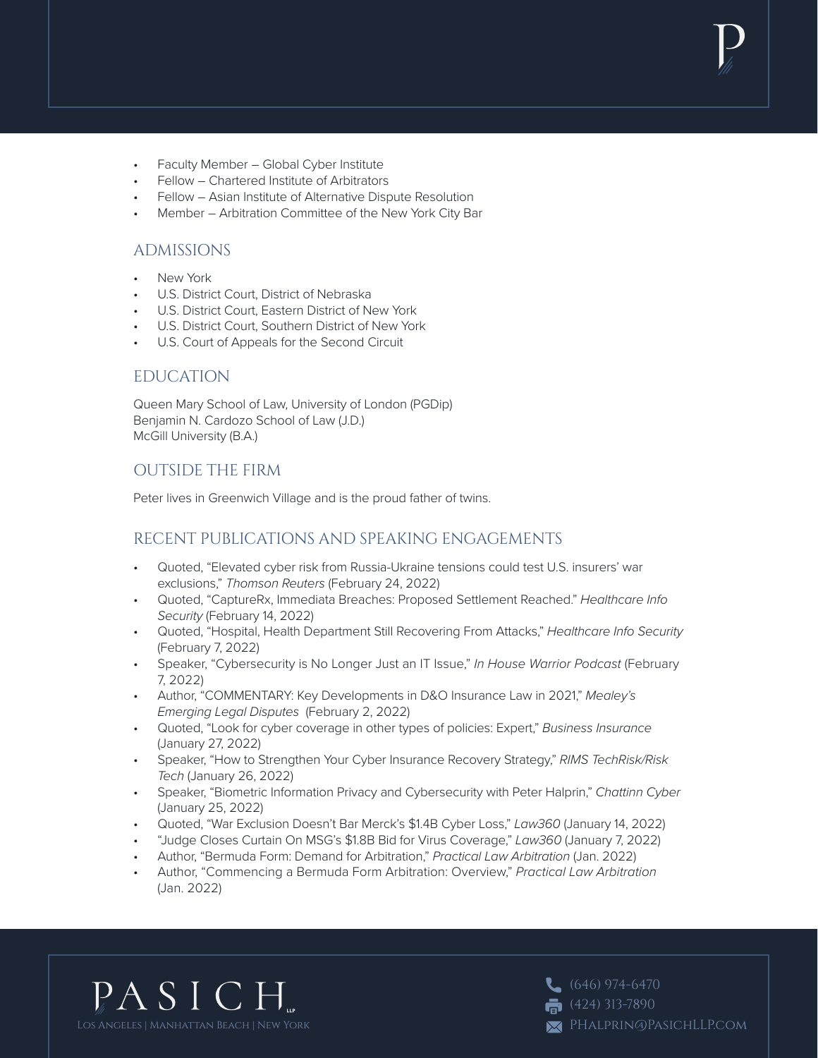- Faculty Member – Global Cyber Institute
- Fellow – Chartered Institute of Arbitrators
- Fellow – Asian Institute of Alternative Dispute Resolution
- Member – Arbitration Committee of the New York City Bar

## ADMISSIONS

- New York
- U.S. District Court, District of Nebraska
- U.S. District Court, Eastern District of New York
- U.S. District Court, Southern District of New York
- U.S. Court of Appeals for the Second Circuit

## EDUCATION

Queen Mary School of Law, University of London (PGDip)
Benjamin N. Cardozo School of Law (J.D.)
McGill University (B.A.)

## OUTSIDE THE FIRM

Peter lives in Greenwich Village and is the proud father of twins.

## RECENT PUBLICATIONS AND SPEAKING ENGAGEMENTS

- Quoted, "Elevated cyber risk from Russia-Ukraine tensions could test U.S. insurers' war exclusions," *Thomson Reuters* (February 24, 2022)
- Quoted, "CaptureRx, Immediata Breaches: Proposed Settlement Reached." *Healthcare Info Security* (February 14, 2022)
- Quoted, "Hospital, Health Department Still Recovering From Attacks," *Healthcare Info Security* (February 7, 2022)
- Speaker, "Cybersecurity is No Longer Just an IT Issue," *In House Warrior Podcast* (February 7, 2022)
- Author, "COMMENTARY: Key Developments in D&O Insurance Law in 2021," *Mealey's Emerging Legal Disputes* (February 2, 2022)
- Quoted, "Look for cyber coverage in other types of policies: Expert," *Business Insurance* (January 27, 2022)
- Speaker, "How to Strengthen Your Cyber Insurance Recovery Strategy," *RIMS TechRisk/Risk Tech* (January 26, 2022)
- Speaker, "Biometric Information Privacy and Cybersecurity with Peter Halprin," *Chattinn Cyber* (January 25, 2022)
- Quoted, "War Exclusion Doesn't Bar Merck's $1.4B Cyber Loss," *Law360* (January 14, 2022)
- "Judge Closes Curtain On MSG's $1.8B Bid for Virus Coverage," *Law360* (January 7, 2022)
- Author, "Bermuda Form: Demand for Arbitration," *Practical Law Arbitration* (Jan. 2022)
- Author, "Commencing a Bermuda Form Arbitration: Overview," *Practical Law Arbitration* (Jan. 2022)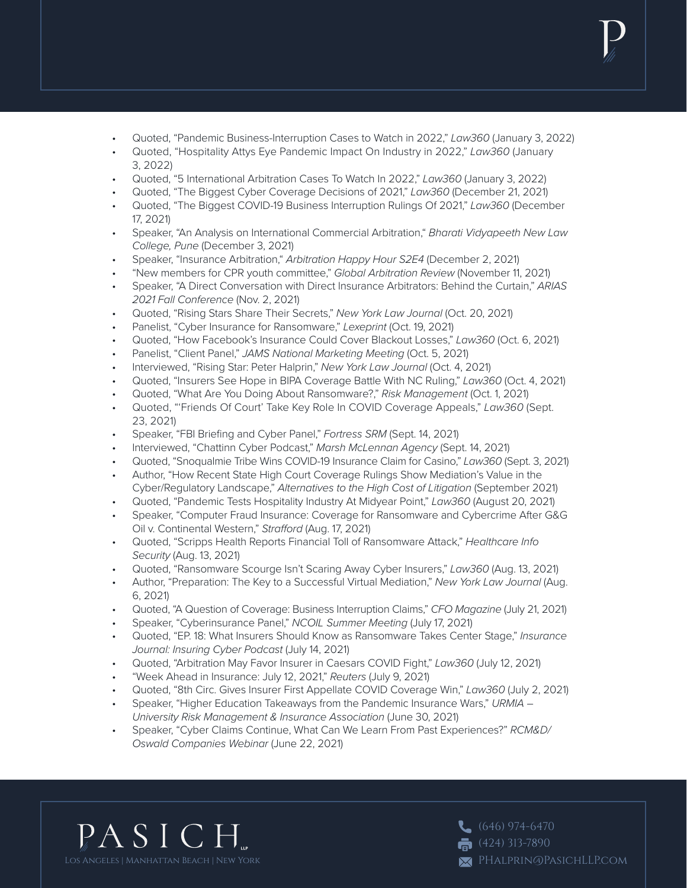- Quoted, "Pandemic Business-Interruption Cases to Watch in 2022," *Law360* (January 3, 2022)
- Quoted, "Hospitality Attys Eye Pandemic Impact On Industry in 2022," *Law360* (January 3, 2022)
- Quoted, "5 International Arbitration Cases To Watch In 2022," *Law360* (January 3, 2022)
- Quoted, "The Biggest Cyber Coverage Decisions of 2021," *Law360* (December 21, 2021)
- Quoted, "The Biggest COVID-19 Business Interruption Rulings Of 2021," *Law360* (December 17, 2021)
- Speaker, "An Analysis on International Commercial Arbitration," *Bharati Vidyapeeth New Law College, Pune* (December 3, 2021)
- Speaker, "Insurance Arbitration," *Arbitration Happy Hour S2E4* (December 2, 2021)
- "New members for CPR youth committee," *Global Arbitration Review* (November 11, 2021)
- Speaker, "A Direct Conversation with Direct Insurance Arbitrators: Behind the Curtain," *ARIAS 2021 Fall Conference* (Nov. 2, 2021)
- Quoted, "Rising Stars Share Their Secrets," *New York Law Journal* (Oct. 20, 2021)
- Panelist, "Cyber Insurance for Ransomware," *Lexeprint* (Oct. 19, 2021)
- Quoted, "How Facebook's Insurance Could Cover Blackout Losses," *Law360* (Oct. 6, 2021)
- Panelist, "Client Panel," *JAMS National Marketing Meeting* (Oct. 5, 2021)
- Interviewed, "Rising Star: Peter Halprin," *New York Law Journal* (Oct. 4, 2021)
- Quoted, "Insurers See Hope in BIPA Coverage Battle With NC Ruling," *Law360* (Oct. 4, 2021)
- Quoted, "What Are You Doing About Ransomware?," *Risk Management* (Oct. 1, 2021)
- Quoted, "'Friends Of Court' Take Key Role In COVID Coverage Appeals," *Law360* (Sept. 23, 2021)
- Speaker, "FBI Briefing and Cyber Panel," *Fortress SRM* (Sept. 14, 2021)
- Interviewed, "Chattinn Cyber Podcast," *Marsh McLennan Agency* (Sept. 14, 2021)
- Quoted, "Snoqualmie Tribe Wins COVID-19 Insurance Claim for Casino," *Law360* (Sept. 3, 2021)
- Author, "How Recent State High Court Coverage Rulings Show Mediation's Value in the Cyber/Regulatory Landscape," *Alternatives to the High Cost of Litigation* (September 2021)
- Quoted, "Pandemic Tests Hospitality Industry At Midyear Point," *Law360* (August 20, 2021)
- Speaker, "Computer Fraud Insurance: Coverage for Ransomware and Cybercrime After G&G Oil v. Continental Western," *Strafford* (Aug. 17, 2021)
- Quoted, "Scripps Health Reports Financial Toll of Ransomware Attack," *Healthcare Info Security* (Aug. 13, 2021)
- Quoted, "Ransomware Scourge Isn't Scaring Away Cyber Insurers," *Law360* (Aug. 13, 2021)
- Author, "Preparation: The Key to a Successful Virtual Mediation," *New York Law Journal* (Aug. 6, 2021)
- Quoted, "A Question of Coverage: Business Interruption Claims," *CFO Magazine* (July 21, 2021)
- Speaker, "Cyberinsurance Panel," *NCOIL Summer Meeting* (July 17, 2021)
- Quoted, "EP. 18: What Insurers Should Know as Ransomware Takes Center Stage," *Insurance Journal: Insuring Cyber Podcast* (July 14, 2021)
- Quoted, "Arbitration May Favor Insurer in Caesars COVID Fight," *Law360* (July 12, 2021)
- "Week Ahead in Insurance: July 12, 2021," *Reuters* (July 9, 2021)
- Quoted, "8th Circ. Gives Insurer First Appellate COVID Coverage Win," *Law360* (July 2, 2021)
- Speaker, "Higher Education Takeaways from the Pandemic Insurance Wars," *URMIA – University Risk Management & Insurance Association* (June 30, 2021)
- Speaker, "Cyber Claims Continue, What Can We Learn From Past Experiences?" *RCM&D/ Oswald Companies Webinar* (June 22, 2021)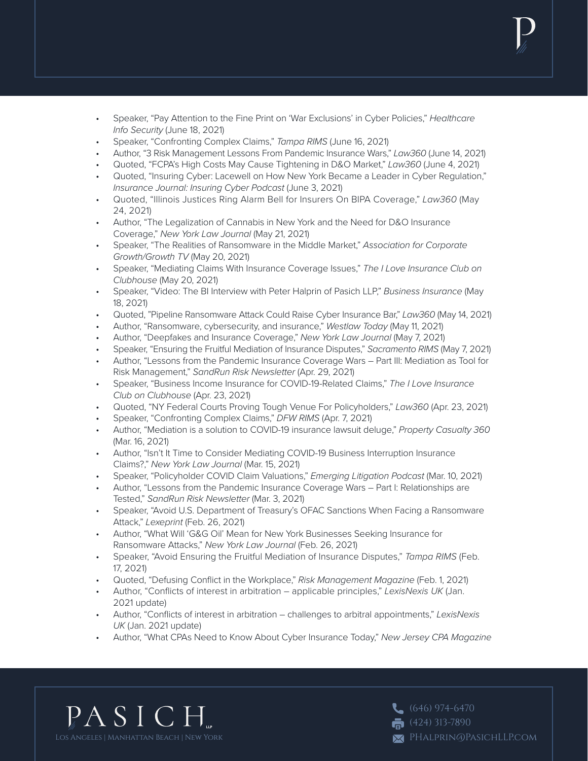- Speaker, "Pay Attention to the Fine Print on 'War Exclusions' in Cyber Policies," *Healthcare Info Security* (June 18, 2021)
- Speaker, "Confronting Complex Claims," *Tampa RIMS* (June 16, 2021)
- Author, "3 Risk Management Lessons From Pandemic Insurance Wars," *Law360* (June 14, 2021)
- Quoted, "FCPA's High Costs May Cause Tightening in D&O Market," *Law360* (June 4, 2021)
- Quoted, "Insuring Cyber: Lacewell on How New York Became a Leader in Cyber Regulation," *Insurance Journal: Insuring Cyber Podcast* (June 3, 2021)
- Quoted, "Illinois Justices Ring Alarm Bell for Insurers On BIPA Coverage," *Law360* (May 24, 2021)
- Author, "The Legalization of Cannabis in New York and the Need for D&O Insurance Coverage," *New York Law Journal* (May 21, 2021)
- Speaker, "The Realities of Ransomware in the Middle Market," *Association for Corporate Growth/Growth TV* (May 20, 2021)
- Speaker, "Mediating Claims With Insurance Coverage Issues," *The I Love Insurance Club on Clubhouse* (May 20, 2021)
- Speaker, "Video: The BI Interview with Peter Halprin of Pasich LLP," *Business Insurance* (May 18, 2021)
- Quoted, "Pipeline Ransomware Attack Could Raise Cyber Insurance Bar," *Law360* (May 14, 2021)
- Author, "Ransomware, cybersecurity, and insurance," *Westlaw Today* (May 11, 2021)
- Author, "Deepfakes and Insurance Coverage," *New York Law Journal* (May 7, 2021)
- Speaker, "Ensuring the Fruitful Mediation of Insurance Disputes," *Sacramento RIMS* (May 7, 2021)
- Author, "Lessons from the Pandemic Insurance Coverage Wars – Part III: Mediation as Tool for Risk Management," *SandRun Risk Newsletter* (Apr. 29, 2021)
- Speaker, "Business Income Insurance for COVID-19-Related Claims," *The I Love Insurance Club on Clubhouse* (Apr. 23, 2021)
- Quoted, "NY Federal Courts Proving Tough Venue For Policyholders," *Law360* (Apr. 23, 2021)
- Speaker, "Confronting Complex Claims," *DFW RIMS* (Apr. 7, 2021)
- Author, "Mediation is a solution to COVID-19 insurance lawsuit deluge," *Property Casualty 360* (Mar. 16, 2021)
- Author, "Isn't It Time to Consider Mediating COVID-19 Business Interruption Insurance Claims?," *New York Law Journal* (Mar. 15, 2021)
- Speaker, "Policyholder COVID Claim Valuations," *Emerging Litigation Podcast* (Mar. 10, 2021)
- Author, "Lessons from the Pandemic Insurance Coverage Wars – Part I: Relationships are Tested," *SandRun Risk Newsletter* (Mar. 3, 2021)
- Speaker, "Avoid U.S. Department of Treasury's OFAC Sanctions When Facing a Ransomware Attack," *Lexeprint* (Feb. 26, 2021)
- Author, "What Will 'G&G Oil' Mean for New York Businesses Seeking Insurance for Ransomware Attacks," *New York Law Journal* (Feb. 26, 2021)
- Speaker, "Avoid Ensuring the Fruitful Mediation of Insurance Disputes," *Tampa RIMS* (Feb. 17, 2021)
- Quoted, "Defusing Conflict in the Workplace," *Risk Management Magazine* (Feb. 1, 2021)
- Author, "Conflicts of interest in arbitration – applicable principles," *LexisNexis UK* (Jan. 2021 update)
- Author, "Conflicts of interest in arbitration – challenges to arbitral appointments," *LexisNexis UK* (Jan. 2021 update)
- Author, "What CPAs Need to Know About Cyber Insurance Today," *New Jersey CPA Magazine*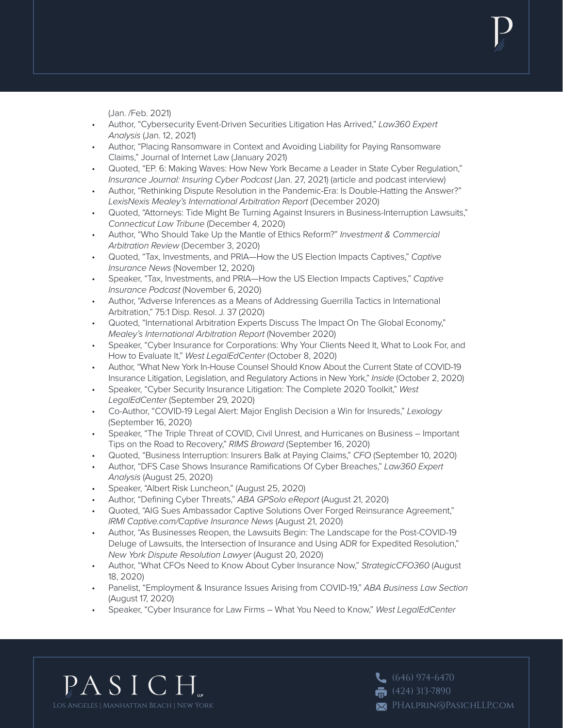(Jan. /Feb. 2021)

- Author, "Cybersecurity Event-Driven Securities Litigation Has Arrived," *Law360 Expert Analysis* (Jan. 12, 2021)
- Author, "Placing Ransomware in Context and Avoiding Liability for Paying Ransomware Claims," Journal of Internet Law (January 2021)
- Quoted, "EP. 6: Making Waves: How New York Became a Leader in State Cyber Regulation," *Insurance Journal: Insuring Cyber Podcast* (Jan. 27, 2021) (article and podcast interview)
- Author, "Rethinking Dispute Resolution in the Pandemic-Era: Is Double-Hatting the Answer?" *LexisNexis Mealey's International Arbitration Report* (December 2020)
- Quoted, "Attorneys: Tide Might Be Turning Against Insurers in Business-Interruption Lawsuits," *Connecticut Law Tribune* (December 4, 2020)
- Author, "Who Should Take Up the Mantle of Ethics Reform?" *Investment & Commercial Arbitration Review* (December 3, 2020)
- Quoted, "Tax, Investments, and PRIA—How the US Election Impacts Captives," *Captive Insurance News* (November 12, 2020)
- Speaker, "Tax, Investments, and PRIA—How the US Election Impacts Captives," *Captive Insurance Podcast* (November 6, 2020)
- Author, "Adverse Inferences as a Means of Addressing Guerrilla Tactics in International Arbitration," 75:1 Disp. Resol. J. 37 (2020)
- Quoted, "International Arbitration Experts Discuss The Impact On The Global Economy," *Mealey's International Arbitration Report* (November 2020)
- Speaker, "Cyber Insurance for Corporations: Why Your Clients Need It, What to Look For, and How to Evaluate It," *West LegalEdCenter* (October 8, 2020)
- Author, "What New York In-House Counsel Should Know About the Current State of COVID-19 Insurance Litigation, Legislation, and Regulatory Actions in New York," *Inside* (October 2, 2020)
- Speaker, "Cyber Security Insurance Litigation: The Complete 2020 Toolkit," *West LegalEdCenter* (September 29, 2020)
- Co-Author, "COVID-19 Legal Alert: Major English Decision a Win for Insureds," *Lexology* (September 16, 2020)
- Speaker, "The Triple Threat of COVID, Civil Unrest, and Hurricanes on Business – Important Tips on the Road to Recovery," *RIMS Broward* (September 16, 2020)
- Quoted, "Business Interruption: Insurers Balk at Paying Claims," *CFO* (September 10, 2020)
- Author, "DFS Case Shows Insurance Ramifications Of Cyber Breaches," *Law360 Expert Analysis* (August 25, 2020)
- Speaker, "Albert Risk Luncheon," (August 25, 2020)
- Author, "Defining Cyber Threats," *ABA GPSolo eReport* (August 21, 2020)
- Quoted, "AIG Sues Ambassador Captive Solutions Over Forged Reinsurance Agreement," *IRMI Captive.com/Captive Insurance News* (August 21, 2020)
- Author, "As Businesses Reopen, the Lawsuits Begin: The Landscape for the Post-COVID-19 Deluge of Lawsuits, the Intersection of Insurance and Using ADR for Expedited Resolution," *New York Dispute Resolution Lawyer* (August 20, 2020)
- Author, "What CFOs Need to Know About Cyber Insurance Now," *StrategicCFO360* (August 18, 2020)
- Panelist, "Employment & Insurance Issues Arising from COVID-19," *ABA Business Law Section* (August 17, 2020)
- Speaker, "Cyber Insurance for Law Firms – What You Need to Know," *West LegalEdCenter*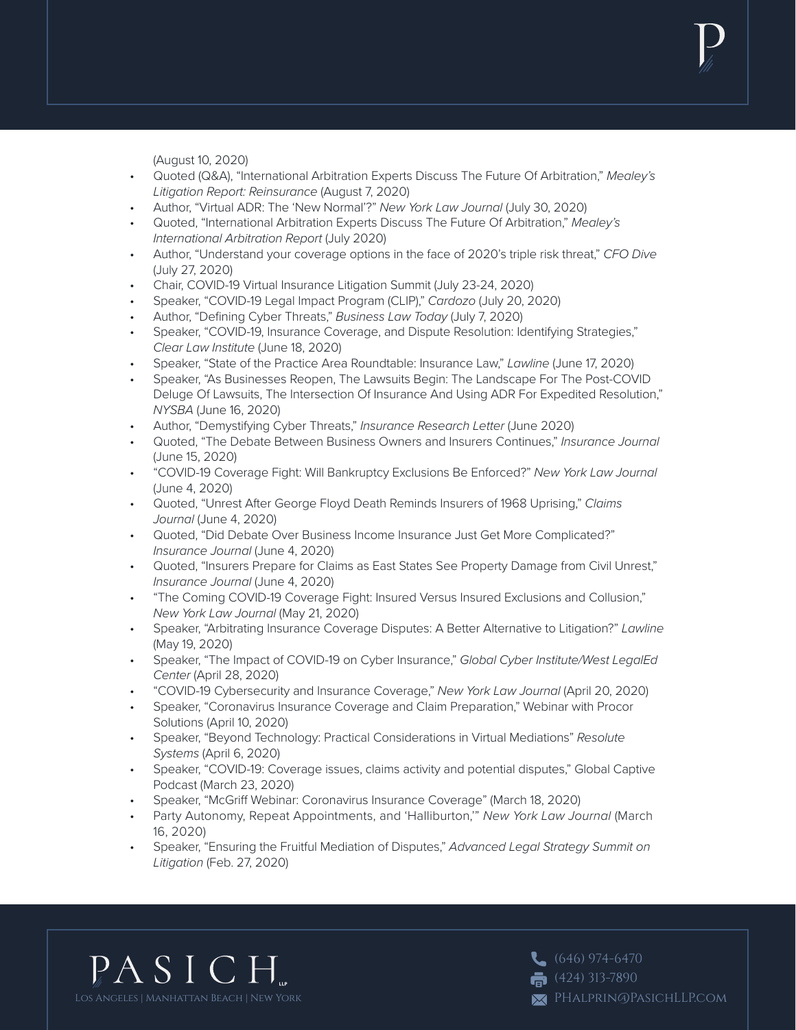(August 10, 2020)

- Quoted (Q&A), "International Arbitration Experts Discuss The Future Of Arbitration," *Mealey's Litigation Report: Reinsurance* (August 7, 2020)
- Author, "Virtual ADR: The 'New Normal'?" *New York Law Journal* (July 30, 2020)
- Quoted, "International Arbitration Experts Discuss The Future Of Arbitration," *Mealey's International Arbitration Report* (July 2020)
- Author, "Understand your coverage options in the face of 2020's triple risk threat," *CFO Dive* (July 27, 2020)
- Chair, COVID-19 Virtual Insurance Litigation Summit (July 23-24, 2020)
- Speaker, "COVID-19 Legal Impact Program (CLIP)," *Cardozo* (July 20, 2020)
- Author, "Defining Cyber Threats," *Business Law Today* (July 7, 2020)
- Speaker, "COVID-19, Insurance Coverage, and Dispute Resolution: Identifying Strategies," *Clear Law Institute* (June 18, 2020)
- Speaker, "State of the Practice Area Roundtable: Insurance Law," *Lawline* (June 17, 2020)
- Speaker, "As Businesses Reopen, The Lawsuits Begin: The Landscape For The Post-COVID Deluge Of Lawsuits, The Intersection Of Insurance And Using ADR For Expedited Resolution," *NYSBA* (June 16, 2020)
- Author, "Demystifying Cyber Threats," *Insurance Research Letter* (June 2020)
- Quoted, "The Debate Between Business Owners and Insurers Continues," *Insurance Journal* (June 15, 2020)
- "COVID-19 Coverage Fight: Will Bankruptcy Exclusions Be Enforced?" *New York Law Journal* (June 4, 2020)
- Quoted, "Unrest After George Floyd Death Reminds Insurers of 1968 Uprising," *Claims Journal* (June 4, 2020)
- Quoted, "Did Debate Over Business Income Insurance Just Get More Complicated?" *Insurance Journal* (June 4, 2020)
- Quoted, "Insurers Prepare for Claims as East States See Property Damage from Civil Unrest," *Insurance Journal* (June 4, 2020)
- "The Coming COVID-19 Coverage Fight: Insured Versus Insured Exclusions and Collusion," *New York Law Journal* (May 21, 2020)
- Speaker, "Arbitrating Insurance Coverage Disputes: A Better Alternative to Litigation?" *Lawline* (May 19, 2020)
- Speaker, "The Impact of COVID-19 on Cyber Insurance," *Global Cyber Institute/West LegalEd Center* (April 28, 2020)
- "COVID-19 Cybersecurity and Insurance Coverage," *New York Law Journal* (April 20, 2020)
- Speaker, "Coronavirus Insurance Coverage and Claim Preparation," Webinar with Procor Solutions (April 10, 2020)
- Speaker, "Beyond Technology: Practical Considerations in Virtual Mediations" *Resolute Systems* (April 6, 2020)
- Speaker, "COVID-19: Coverage issues, claims activity and potential disputes," Global Captive Podcast (March 23, 2020)
- Speaker, "McGriff Webinar: Coronavirus Insurance Coverage" (March 18, 2020)
- Party Autonomy, Repeat Appointments, and 'Halliburton,'" *New York Law Journal* (March 16, 2020)
- Speaker, "Ensuring the Fruitful Mediation of Disputes," *Advanced Legal Strategy Summit on Litigation* (Feb. 27, 2020)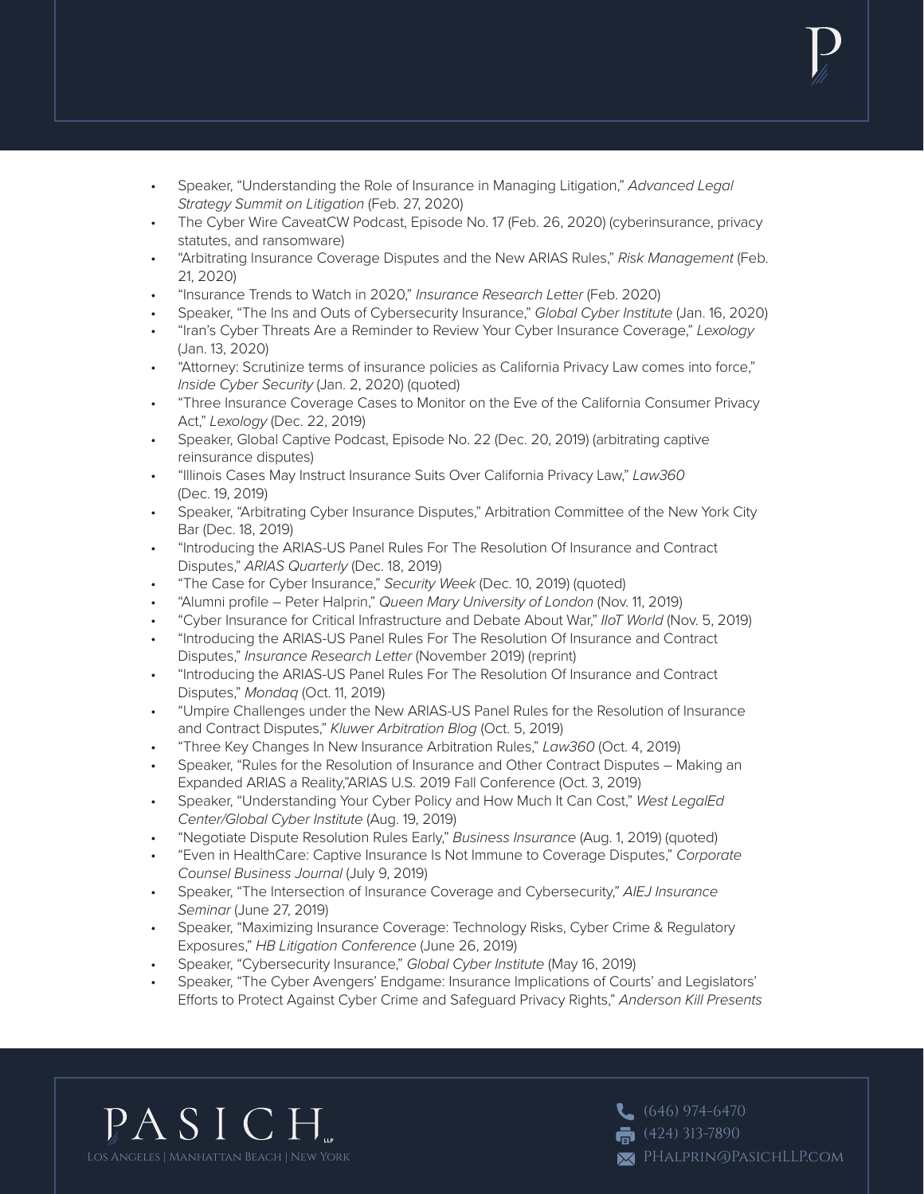- Speaker, "Understanding the Role of Insurance in Managing Litigation," *Advanced Legal Strategy Summit on Litigation* (Feb. 27, 2020)
- The Cyber Wire CaveatCW Podcast, Episode No. 17 (Feb. 26, 2020) (cyberinsurance, privacy statutes, and ransomware)
- "Arbitrating Insurance Coverage Disputes and the New ARIAS Rules," *Risk Management* (Feb. 21, 2020)
- "Insurance Trends to Watch in 2020," *Insurance Research Letter* (Feb. 2020)
- Speaker, "The Ins and Outs of Cybersecurity Insurance," *Global Cyber Institute* (Jan. 16, 2020)
- "Iran's Cyber Threats Are a Reminder to Review Your Cyber Insurance Coverage," *Lexology* (Jan. 13, 2020)
- "Attorney: Scrutinize terms of insurance policies as California Privacy Law comes into force," *Inside Cyber Security* (Jan. 2, 2020) (quoted)
- "Three Insurance Coverage Cases to Monitor on the Eve of the California Consumer Privacy Act," *Lexology* (Dec. 22, 2019)
- Speaker, Global Captive Podcast, Episode No. 22 (Dec. 20, 2019) (arbitrating captive reinsurance disputes)
- "Illinois Cases May Instruct Insurance Suits Over California Privacy Law," *Law360* (Dec. 19, 2019)
- Speaker, "Arbitrating Cyber Insurance Disputes," Arbitration Committee of the New York City Bar (Dec. 18, 2019)
- "Introducing the ARIAS-US Panel Rules For The Resolution Of Insurance and Contract Disputes," *ARIAS Quarterly* (Dec. 18, 2019)
- "The Case for Cyber Insurance," *Security Week* (Dec. 10, 2019) (quoted)
- "Alumni profile – Peter Halprin," *Queen Mary University of London* (Nov. 11, 2019)
- "Cyber Insurance for Critical Infrastructure and Debate About War," *IIoT World* (Nov. 5, 2019)
- "Introducing the ARIAS-US Panel Rules For The Resolution Of Insurance and Contract Disputes," *Insurance Research Letter* (November 2019) (reprint)
- "Introducing the ARIAS-US Panel Rules For The Resolution Of Insurance and Contract Disputes," *Mondaq* (Oct. 11, 2019)
- "Umpire Challenges under the New ARIAS-US Panel Rules for the Resolution of Insurance and Contract Disputes," *Kluwer Arbitration Blog* (Oct. 5, 2019)
- "Three Key Changes In New Insurance Arbitration Rules," *Law360* (Oct. 4, 2019)
- Speaker, "Rules for the Resolution of Insurance and Other Contract Disputes – Making an Expanded ARIAS a Reality,"ARIAS U.S. 2019 Fall Conference (Oct. 3, 2019)
- Speaker, "Understanding Your Cyber Policy and How Much It Can Cost," *West LegalEd Center/Global Cyber Institute* (Aug. 19, 2019)
- "Negotiate Dispute Resolution Rules Early," *Business Insurance* (Aug. 1, 2019) (quoted)
- "Even in HealthCare: Captive Insurance Is Not Immune to Coverage Disputes," *Corporate Counsel Business Journal* (July 9, 2019)
- Speaker, "The Intersection of Insurance Coverage and Cybersecurity," *AIEJ Insurance Seminar* (June 27, 2019)
- Speaker, "Maximizing Insurance Coverage: Technology Risks, Cyber Crime & Regulatory Exposures," *HB Litigation Conference* (June 26, 2019)
- Speaker, "Cybersecurity Insurance," *Global Cyber Institute* (May 16, 2019)
- Speaker, "The Cyber Avengers' Endgame: Insurance Implications of Courts' and Legislators' Efforts to Protect Against Cyber Crime and Safeguard Privacy Rights," *Anderson Kill Presents*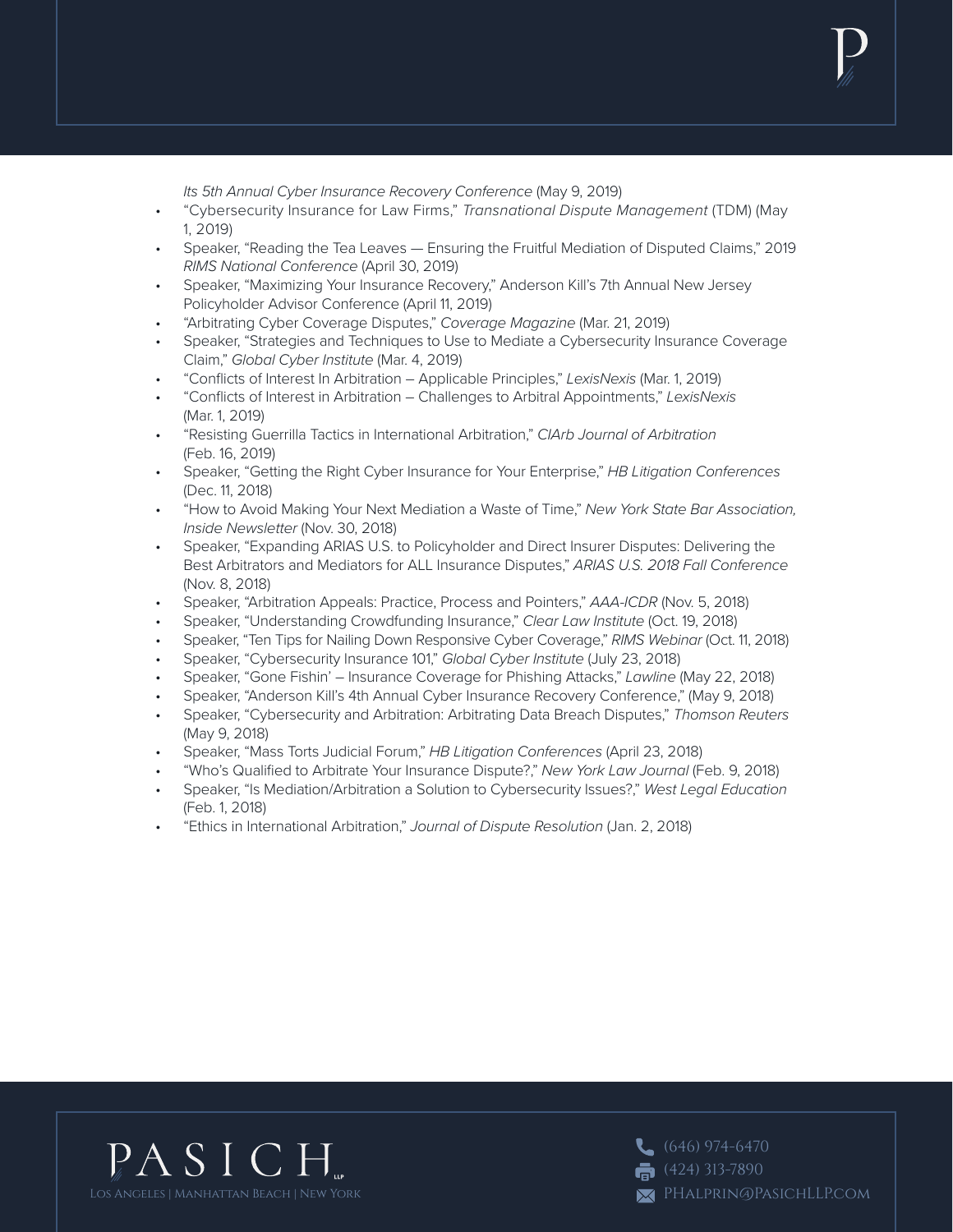*Its 5th Annual Cyber Insurance Recovery Conference* (May 9, 2019)

- "Cybersecurity Insurance for Law Firms," *Transnational Dispute Management* (TDM) (May 1, 2019)
- Speaker, "Reading the Tea Leaves — Ensuring the Fruitful Mediation of Disputed Claims," 2019 *RIMS National Conference* (April 30, 2019)
- Speaker, "Maximizing Your Insurance Recovery," Anderson Kill's 7th Annual New Jersey Policyholder Advisor Conference (April 11, 2019)
- "Arbitrating Cyber Coverage Disputes," *Coverage Magazine* (Mar. 21, 2019)
- Speaker, "Strategies and Techniques to Use to Mediate a Cybersecurity Insurance Coverage Claim," *Global Cyber Institute* (Mar. 4, 2019)
- "Conflicts of Interest In Arbitration – Applicable Principles," *LexisNexis* (Mar. 1, 2019)
- "Conflicts of Interest in Arbitration – Challenges to Arbitral Appointments," *LexisNexis* (Mar. 1, 2019)
- "Resisting Guerrilla Tactics in International Arbitration," *CIArb Journal of Arbitration* (Feb. 16, 2019)
- Speaker, "Getting the Right Cyber Insurance for Your Enterprise," *HB Litigation Conferences* (Dec. 11, 2018)
- "How to Avoid Making Your Next Mediation a Waste of Time," *New York State Bar Association, Inside Newsletter* (Nov. 30, 2018)
- Speaker, "Expanding ARIAS U.S. to Policyholder and Direct Insurer Disputes: Delivering the Best Arbitrators and Mediators for ALL Insurance Disputes," *ARIAS U.S. 2018 Fall Conference* (Nov. 8, 2018)
- Speaker, "Arbitration Appeals: Practice, Process and Pointers," *AAA-ICDR* (Nov. 5, 2018)
- Speaker, "Understanding Crowdfunding Insurance," *Clear Law Institute* (Oct. 19, 2018)
- Speaker, "Ten Tips for Nailing Down Responsive Cyber Coverage," *RIMS Webinar* (Oct. 11, 2018)
- Speaker, "Cybersecurity Insurance 101," *Global Cyber Institute* (July 23, 2018)
- Speaker, "Gone Fishin' – Insurance Coverage for Phishing Attacks," *Lawline* (May 22, 2018)
- Speaker, "Anderson Kill's 4th Annual Cyber Insurance Recovery Conference," (May 9, 2018)
- Speaker, "Cybersecurity and Arbitration: Arbitrating Data Breach Disputes," *Thomson Reuters* (May 9, 2018)
- Speaker, "Mass Torts Judicial Forum," *HB Litigation Conferences* (April 23, 2018)
- "Who's Qualified to Arbitrate Your Insurance Dispute?," *New York Law Journal* (Feb. 9, 2018)
- Speaker, "Is Mediation/Arbitration a Solution to Cybersecurity Issues?," *West Legal Education* (Feb. 1, 2018)
- "Ethics in International Arbitration," *Journal of Dispute Resolution* (Jan. 2, 2018)